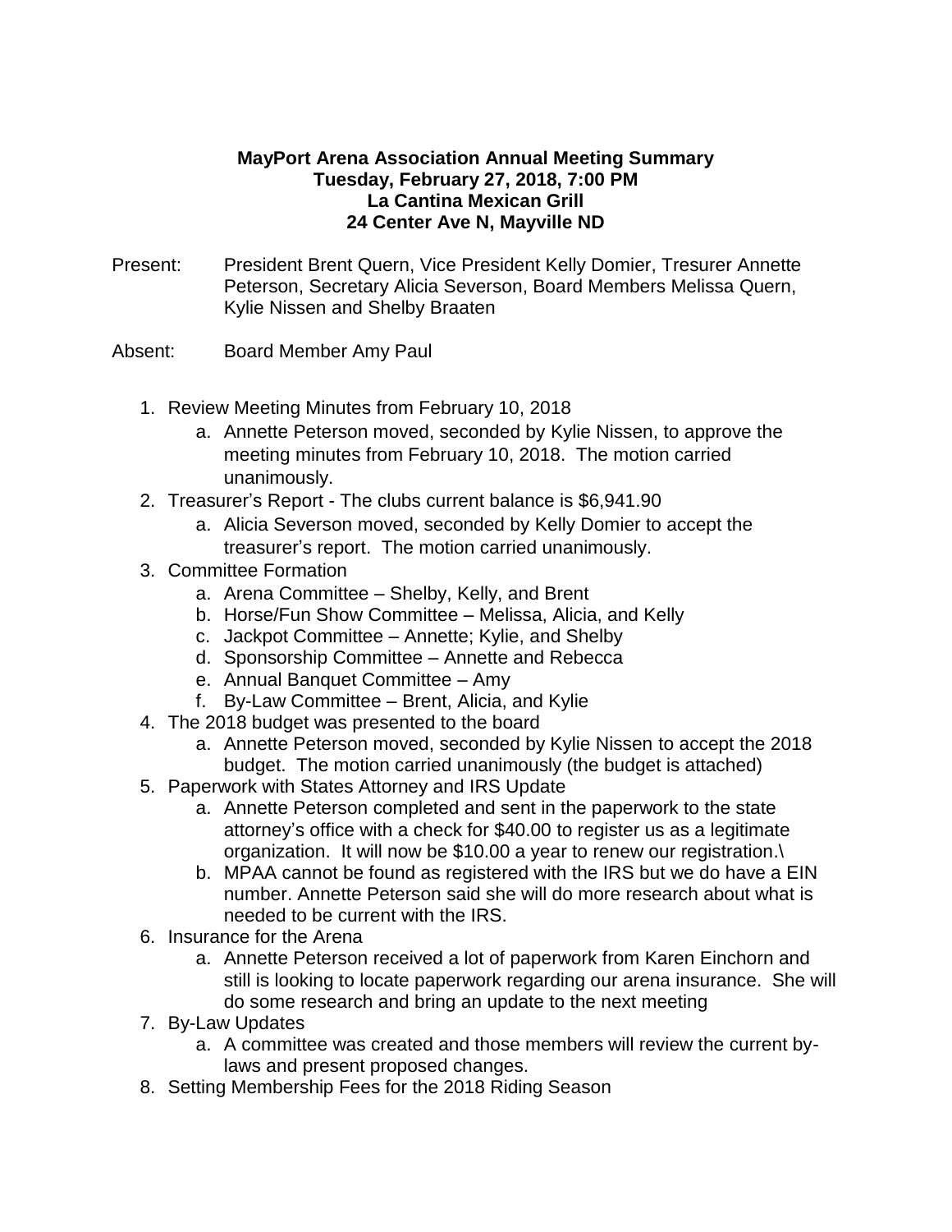**MayPort Arena Association Annual Meeting Summary**
**Tuesday, February 27, 2018, 7:00 PM**
**La Cantina Mexican Grill**
**24 Center Ave N, Mayville ND**

Present: President Brent Quern, Vice President Kelly Domier, Tresurer Annette Peterson, Secretary Alicia Severson, Board Members Melissa Quern, Kylie Nissen and Shelby Braaten

Absent: Board Member Amy Paul

1. Review Meeting Minutes from February 10, 2018
   a. Annette Peterson moved, seconded by Kylie Nissen, to approve the meeting minutes from February 10, 2018. The motion carried unanimously.
2. Treasurer's Report - The clubs current balance is $6,941.90
   a. Alicia Severson moved, seconded by Kelly Domier to accept the treasurer's report. The motion carried unanimously.
3. Committee Formation
   a. Arena Committee – Shelby, Kelly, and Brent
   b. Horse/Fun Show Committee – Melissa, Alicia, and Kelly
   c. Jackpot Committee – Annette; Kylie, and Shelby
   d. Sponsorship Committee – Annette and Rebecca
   e. Annual Banquet Committee – Amy
   f. By-Law Committee – Brent, Alicia, and Kylie
4. The 2018 budget was presented to the board
   a. Annette Peterson moved, seconded by Kylie Nissen to accept the 2018 budget. The motion carried unanimously (the budget is attached)
5. Paperwork with States Attorney and IRS Update
   a. Annette Peterson completed and sent in the paperwork to the state attorney's office with a check for $40.00 to register us as a legitimate organization. It will now be $10.00 a year to renew our registration.\
   b. MPAA cannot be found as registered with the IRS but we do have a EIN number. Annette Peterson said she will do more research about what is needed to be current with the IRS.
6. Insurance for the Arena
   a. Annette Peterson received a lot of paperwork from Karen Einchorn and still is looking to locate paperwork regarding our arena insurance. She will do some research and bring an update to the next meeting
7. By-Law Updates
   a. A committee was created and those members will review the current by-laws and present proposed changes.
8. Setting Membership Fees for the 2018 Riding Season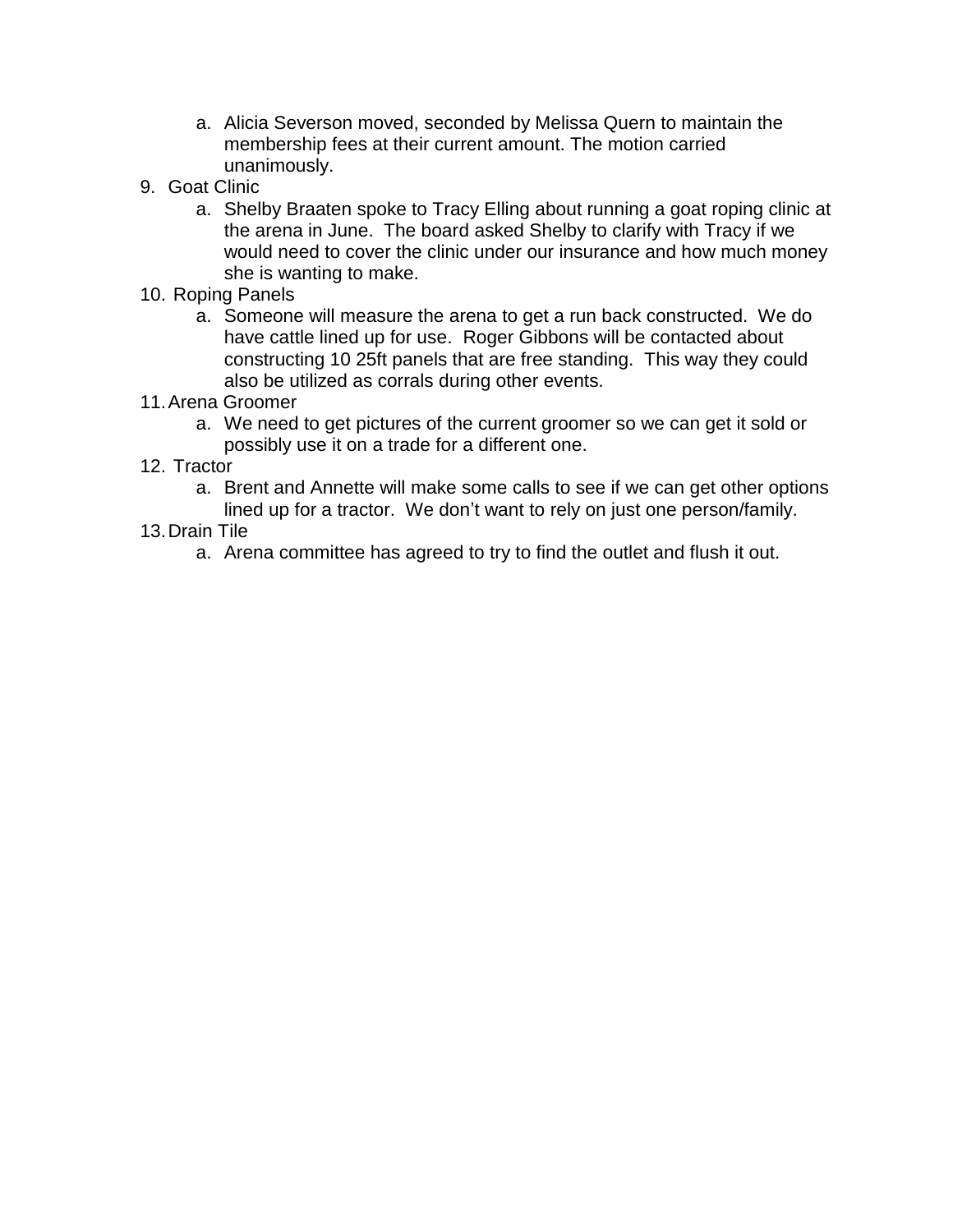a. Alicia Severson moved, seconded by Melissa Quern to maintain the membership fees at their current amount. The motion carried unanimously.

9. Goat Clinic
   a. Shelby Braaten spoke to Tracy Elling about running a goat roping clinic at the arena in June. The board asked Shelby to clarify with Tracy if we would need to cover the clinic under our insurance and how much money she is wanting to make.
10. Roping Panels
    a. Someone will measure the arena to get a run back constructed. We do have cattle lined up for use. Roger Gibbons will be contacted about constructing 10 25ft panels that are free standing. This way they could also be utilized as corrals during other events.
11. Arena Groomer
    a. We need to get pictures of the current groomer so we can get it sold or possibly use it on a trade for a different one.
12. Tractor
    a. Brent and Annette will make some calls to see if we can get other options lined up for a tractor. We don't want to rely on just one person/family.
13. Drain Tile
    a. Arena committee has agreed to try to find the outlet and flush it out.